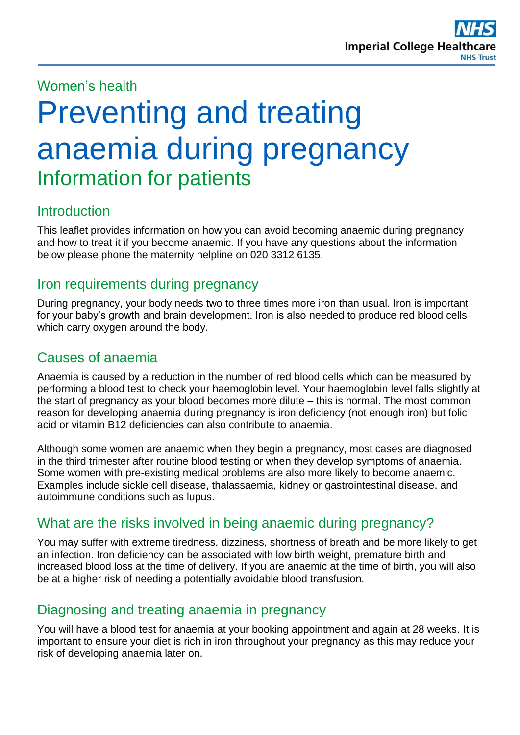Women's health

# Preventing and treating anaemia during pregnancy

## Information for patients

### Introduction

This leaflet provides information on how you can avoid becoming anaemic during pregnancy and how to treat it if you become anaemic. If you have any questions about the information below please phone the maternity helpline on 020 3312 6135.

### Iron requirements during pregnancy

During pregnancy, your body needs two to three times more iron than usual. Iron is important for your baby's growth and brain development. Iron is also needed to produce red blood cells which carry oxygen around the body.

### Causes of anaemia

Anaemia is caused by a reduction in the number of red blood cells which can be measured by performing a blood test to check your haemoglobin level. Your haemoglobin level falls slightly at the start of pregnancy as your blood becomes more dilute – this is normal. The most common reason for developing anaemia during pregnancy is iron deficiency (not enough iron) but folic acid or vitamin B12 deficiencies can also contribute to anaemia.

Although some women are anaemic when they begin a pregnancy, most cases are diagnosed in the third trimester after routine blood testing or when they develop symptoms of anaemia. Some women with pre-existing medical problems are also more likely to become anaemic. Examples include sickle cell disease, thalassaemia, kidney or gastrointestinal disease, and autoimmune conditions such as lupus.

### What are the risks involved in being anaemic during pregnancy?

You may suffer with extreme tiredness, dizziness, shortness of breath and be more likely to get an infection. Iron deficiency can be associated with low birth weight, premature birth and increased blood loss at the time of delivery. If you are anaemic at the time of birth, you will also be at a higher risk of needing a potentially avoidable blood transfusion.

### Diagnosing and treating anaemia in pregnancy

You will have a blood test for anaemia at your booking appointment and again at 28 weeks. It is important to ensure your diet is rich in iron throughout your pregnancy as this may reduce your risk of developing anaemia later on.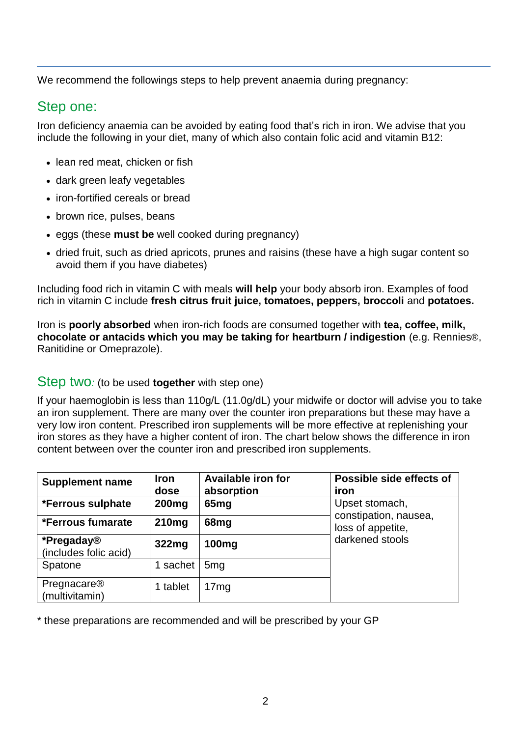We recommend the followings steps to help prevent anaemia during pregnancy:

## Step one:

Iron deficiency anaemia can be avoided by eating food that's rich in iron. We advise that you include the following in your diet, many of which also contain folic acid and vitamin B12:

- lean red meat, chicken or fish
- dark green leafy vegetables
- iron-fortified cereals or bread
- brown rice, pulses, beans
- eggs (these **must be** well cooked during pregnancy)
- dried fruit, such as dried apricots, prunes and raisins (these have a high sugar content so avoid them if you have diabetes)

Including food rich in vitamin C with meals **will help** your body absorb iron. Examples of food rich in vitamin C include **fresh citrus fruit juice, tomatoes, peppers, broccoli** and **potatoes.**

Iron is **poorly absorbed** when iron-rich foods are consumed together with **tea, coffee, milk, chocolate or antacids which you may be taking for heartburn / indigestion** (e.g. Rennies®, Ranitidine or Omeprazole).

## Step two: (to be used **together** with step one)

If your haemoglobin is less than 110g/L (11.0g/dL) your midwife or doctor will advise you to take an iron supplement. There are many over the counter iron preparations but these may have a very low iron content. Prescribed iron supplements will be more effective at replenishing your iron stores as they have a higher content of iron. The chart below shows the difference in iron content between over the counter iron and prescribed iron supplements.

| Supplement name | Iron dose | Available iron for absorption | Possible side effects of iron |
|---|---|---|---|
| **\*Ferrous sulphate** | **200mg** | **65mg** | Upset stomach, constipation, nausea, loss of appetite, darkened stools |
| **\*Ferrous fumarate** | **210mg** | **68mg** | |
| **\*Pregaday®** (includes folic acid) | **322mg** | **100mg** | |
| Spatone | 1 sachet | 5mg | |
| Pregnacare® (multivitamin) | 1 tablet | 17mg | |

\* these preparations are recommended and will be prescribed by your GP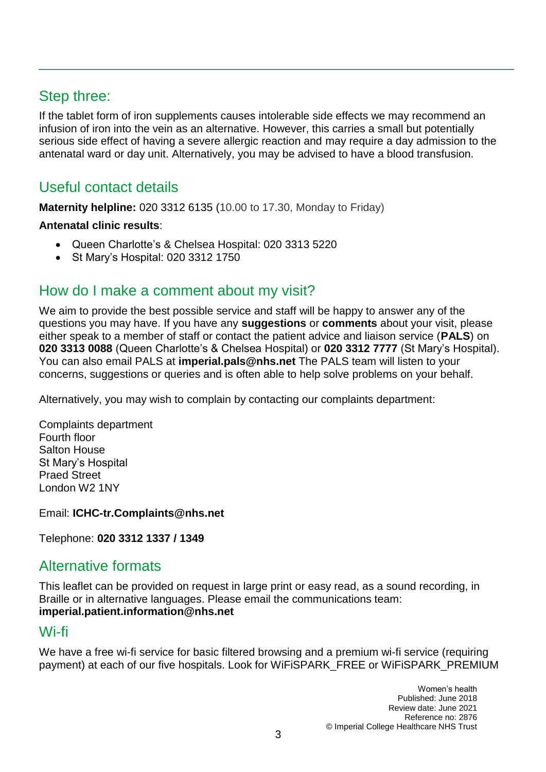## Step three:

If the tablet form of iron supplements causes intolerable side effects we may recommend an infusion of iron into the vein as an alternative. However, this carries a small but potentially serious side effect of having a severe allergic reaction and may require a day admission to the antenatal ward or day unit. Alternatively, you may be advised to have a blood transfusion.

## Useful contact details

**Maternity helpline:** 020 3312 6135 (10.00 to 17.30, Monday to Friday)

**Antenatal clinic results**:

- Queen Charlotte's & Chelsea Hospital: 020 3313 5220
- St Mary's Hospital: 020 3312 1750

## How do I make a comment about my visit?

We aim to provide the best possible service and staff will be happy to answer any of the questions you may have. If you have any **suggestions** or **comments** about your visit, please either speak to a member of staff or contact the patient advice and liaison service (**PALS**) on **020 3313 0088** (Queen Charlotte's & Chelsea Hospital) or **020 3312 7777** (St Mary's Hospital). You can also email PALS at **imperial.pals@nhs.net** The PALS team will listen to your concerns, suggestions or queries and is often able to help solve problems on your behalf.

Alternatively, you may wish to complain by contacting our complaints department:

Complaints department
Fourth floor
Salton House
St Mary's Hospital
Praed Street
London W2 1NY

Email: **ICHC-tr.Complaints@nhs.net**

Telephone: **020 3312 1337 / 1349**

## Alternative formats

This leaflet can be provided on request in large print or easy read, as a sound recording, in Braille or in alternative languages. Please email the communications team: **imperial.patient.information@nhs.net**

## Wi-fi

We have a free wi-fi service for basic filtered browsing and a premium wi-fi service (requiring payment) at each of our five hospitals. Look for WiFiSPARK_FREE or WiFiSPARK_PREMIUM

Women's health
Published: June 2018
Review date: June 2021
Reference no: 2876
© Imperial College Healthcare NHS Trust